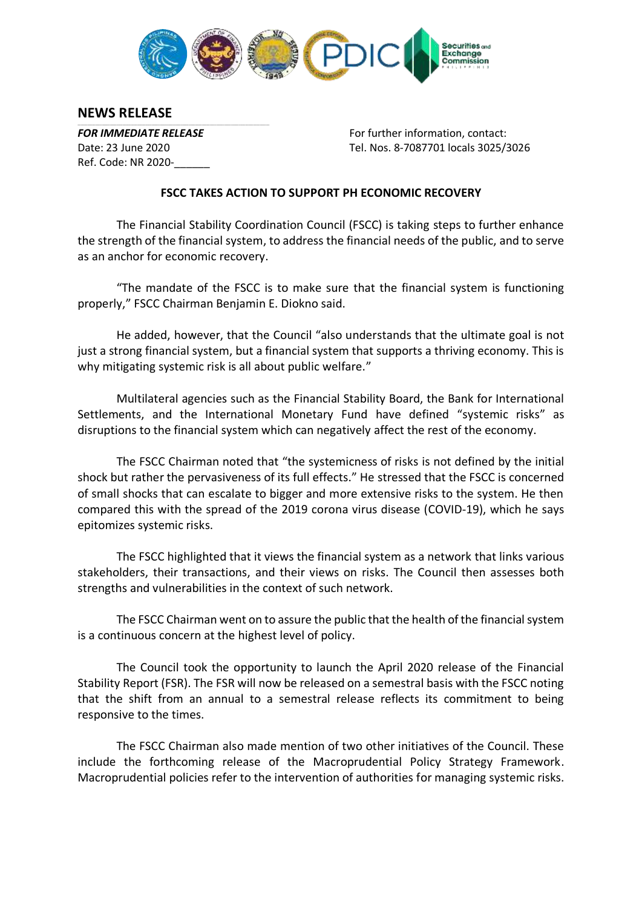## NEWS RELEASE

***FOR IMMEDIATE RELEASE***
Date: 23 June 2020
Ref. Code: NR 2020-______

For further information, contact:
Tel. Nos. 8-7087701 locals 3025/3026

**FSCC TAKES ACTION TO SUPPORT PH ECONOMIC RECOVERY**

The Financial Stability Coordination Council (FSCC) is taking steps to further enhance the strength of the financial system, to address the financial needs of the public, and to serve as an anchor for economic recovery.

"The mandate of the FSCC is to make sure that the financial system is functioning properly," FSCC Chairman Benjamin E. Diokno said.

He added, however, that the Council "also understands that the ultimate goal is not just a strong financial system, but a financial system that supports a thriving economy. This is why mitigating systemic risk is all about public welfare."

Multilateral agencies such as the Financial Stability Board, the Bank for International Settlements, and the International Monetary Fund have defined "systemic risks" as disruptions to the financial system which can negatively affect the rest of the economy.

The FSCC Chairman noted that "the systemicness of risks is not defined by the initial shock but rather the pervasiveness of its full effects." He stressed that the FSCC is concerned of small shocks that can escalate to bigger and more extensive risks to the system. He then compared this with the spread of the 2019 corona virus disease (COVID-19), which he says epitomizes systemic risks.

The FSCC highlighted that it views the financial system as a network that links various stakeholders, their transactions, and their views on risks. The Council then assesses both strengths and vulnerabilities in the context of such network.

The FSCC Chairman went on to assure the public that the health of the financial system is a continuous concern at the highest level of policy.

The Council took the opportunity to launch the April 2020 release of the Financial Stability Report (FSR). The FSR will now be released on a semestral basis with the FSCC noting that the shift from an annual to a semestral release reflects its commitment to being responsive to the times.

The FSCC Chairman also made mention of two other initiatives of the Council. These include the forthcoming release of the Macroprudential Policy Strategy Framework. Macroprudential policies refer to the intervention of authorities for managing systemic risks.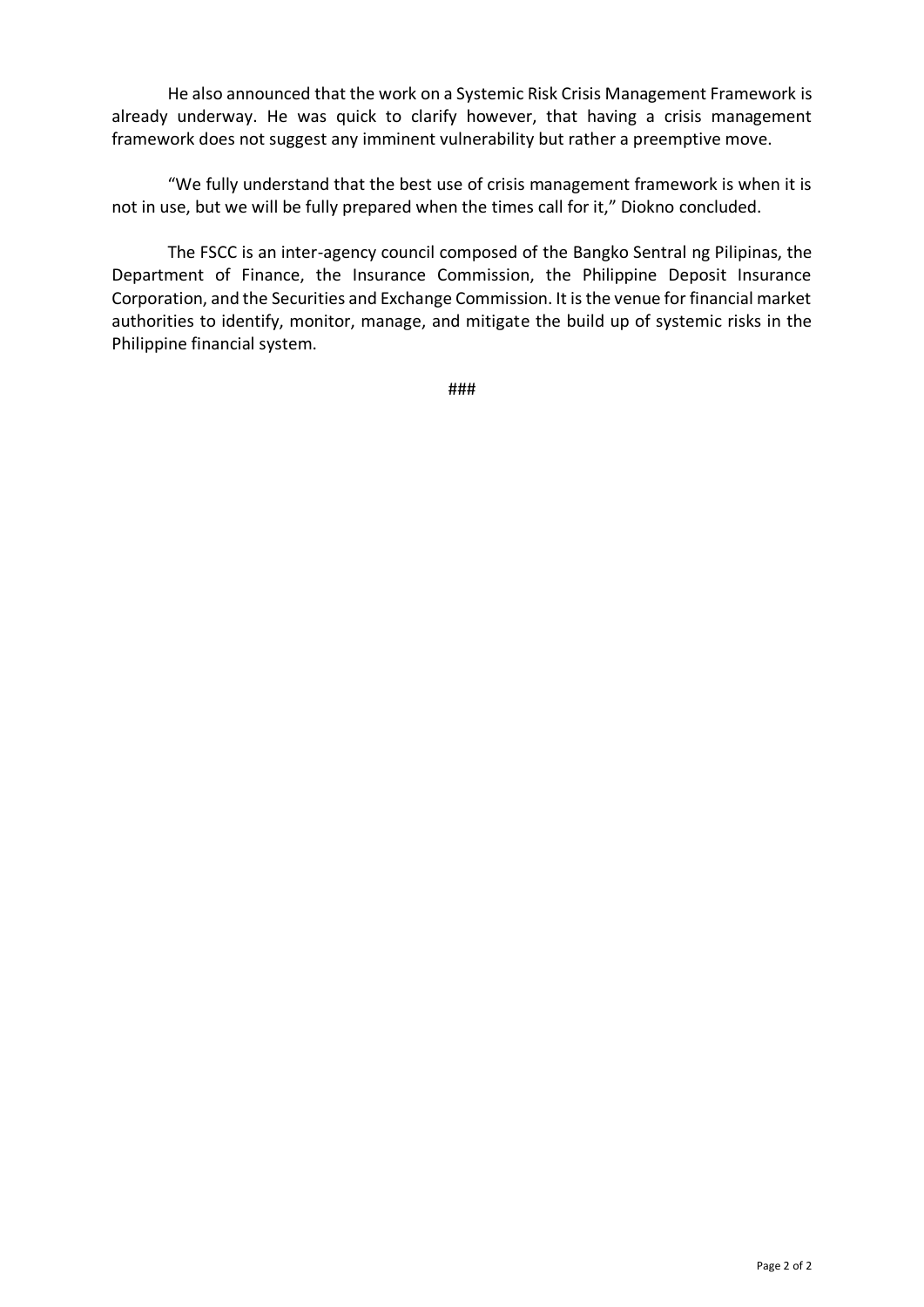He also announced that the work on a Systemic Risk Crisis Management Framework is already underway. He was quick to clarify however, that having a crisis management framework does not suggest any imminent vulnerability but rather a preemptive move.

"We fully understand that the best use of crisis management framework is when it is not in use, but we will be fully prepared when the times call for it," Diokno concluded.

The FSCC is an inter-agency council composed of the Bangko Sentral ng Pilipinas, the Department of Finance, the Insurance Commission, the Philippine Deposit Insurance Corporation, and the Securities and Exchange Commission. It is the venue for financial market authorities to identify, monitor, manage, and mitigate the build up of systemic risks in the Philippine financial system.

###